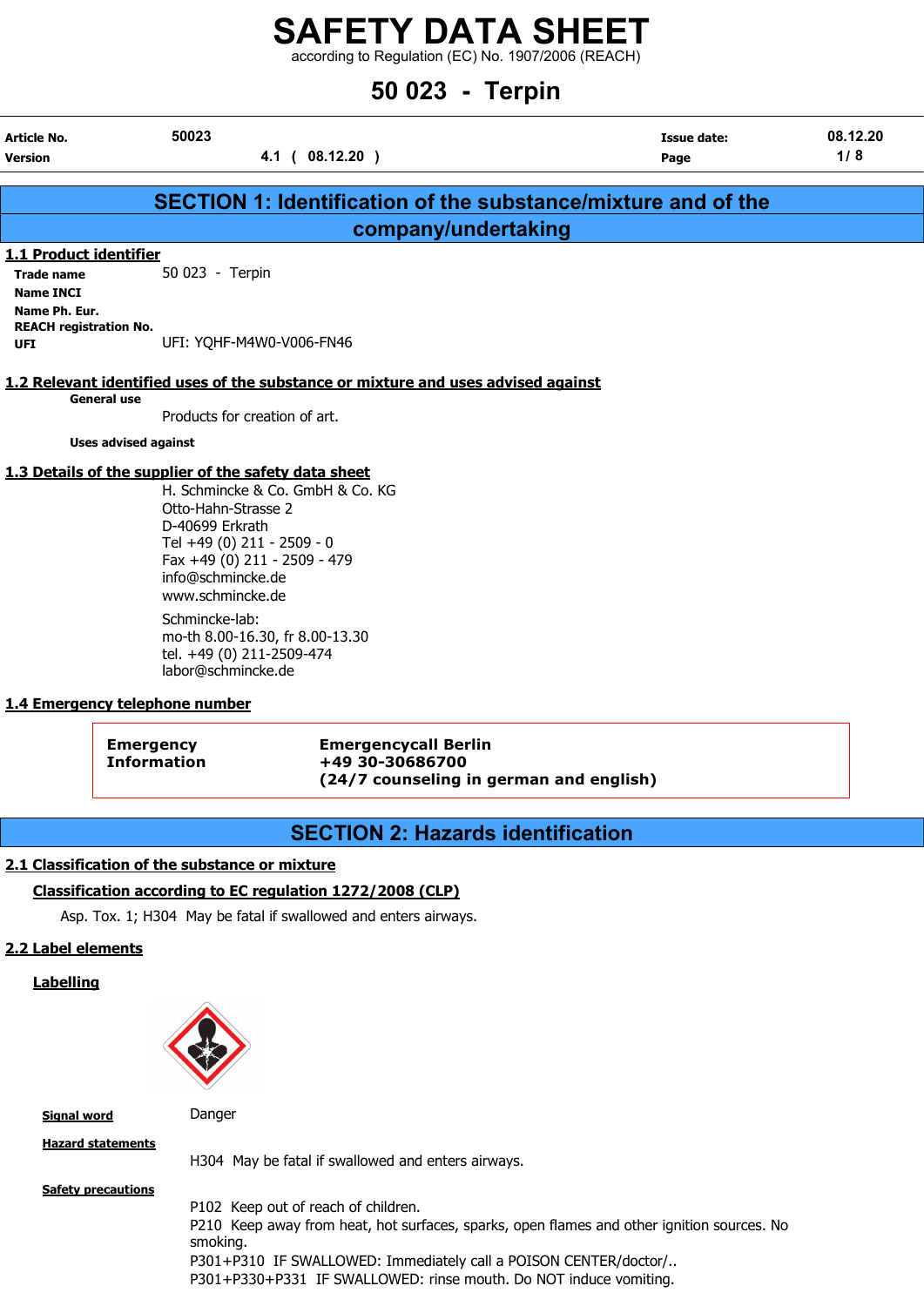# SAFETY DATA SHEET

according to Regulation (EC) No. 1907/2006 (REACH)

# 50 023 - Terpin

| Article No. | 50023 | Issue date: | 08.12.20 |
|---|---|---|---|
| Version | 4.1 ( 08.12.20 ) | | |

## SECTION 1: Identification of the substance/mixture and of the company/undertaking

### 1.1 Product identifier

**Trade name** 50 023 - Terpin

**Name INCI**

**Name Ph. Eur.**

**REACH registration No.**

**UFI** UFI: YQHF-M4W0-V006-FN46

### 1.2 Relevant identified uses of the substance or mixture and uses advised against

**General use**

Products for creation of art.

**Uses advised against**

### 1.3 Details of the supplier of the safety data sheet

H. Schmincke & Co. GmbH & Co. KG
Otto-Hahn-Strasse 2
D-40699 Erkrath
Tel +49 (0) 211 - 2509 - 0
Fax +49 (0) 211 - 2509 - 479
info@schmincke.de
www.schmincke.de

Schmincke-lab:
mo-th 8.00-16.30, fr 8.00-13.30
tel. +49 (0) 211-2509-474
labor@schmincke.de

### 1.4 Emergency telephone number

| Emergency Information | Emergencycall Berlin<br>+49 30-30686700<br>(24/7 counseling in german and english) |
|---|---|

## SECTION 2: Hazards identification

### 2.1 Classification of the substance or mixture

**Classification according to EC regulation 1272/2008 (CLP)**

Asp. Tox. 1; H304 May be fatal if swallowed and enters airways.

### 2.2 Label elements

**Labelling**

**Signal word** Danger

**Hazard statements**

H304 May be fatal if swallowed and enters airways.

**Safety precautions**

P102 Keep out of reach of children.
P210 Keep away from heat, hot surfaces, sparks, open flames and other ignition sources. No smoking.
P301+P310 IF SWALLOWED: Immediately call a POISON CENTER/doctor/..
P301+P330+P331 IF SWALLOWED: rinse mouth. Do NOT induce vomiting.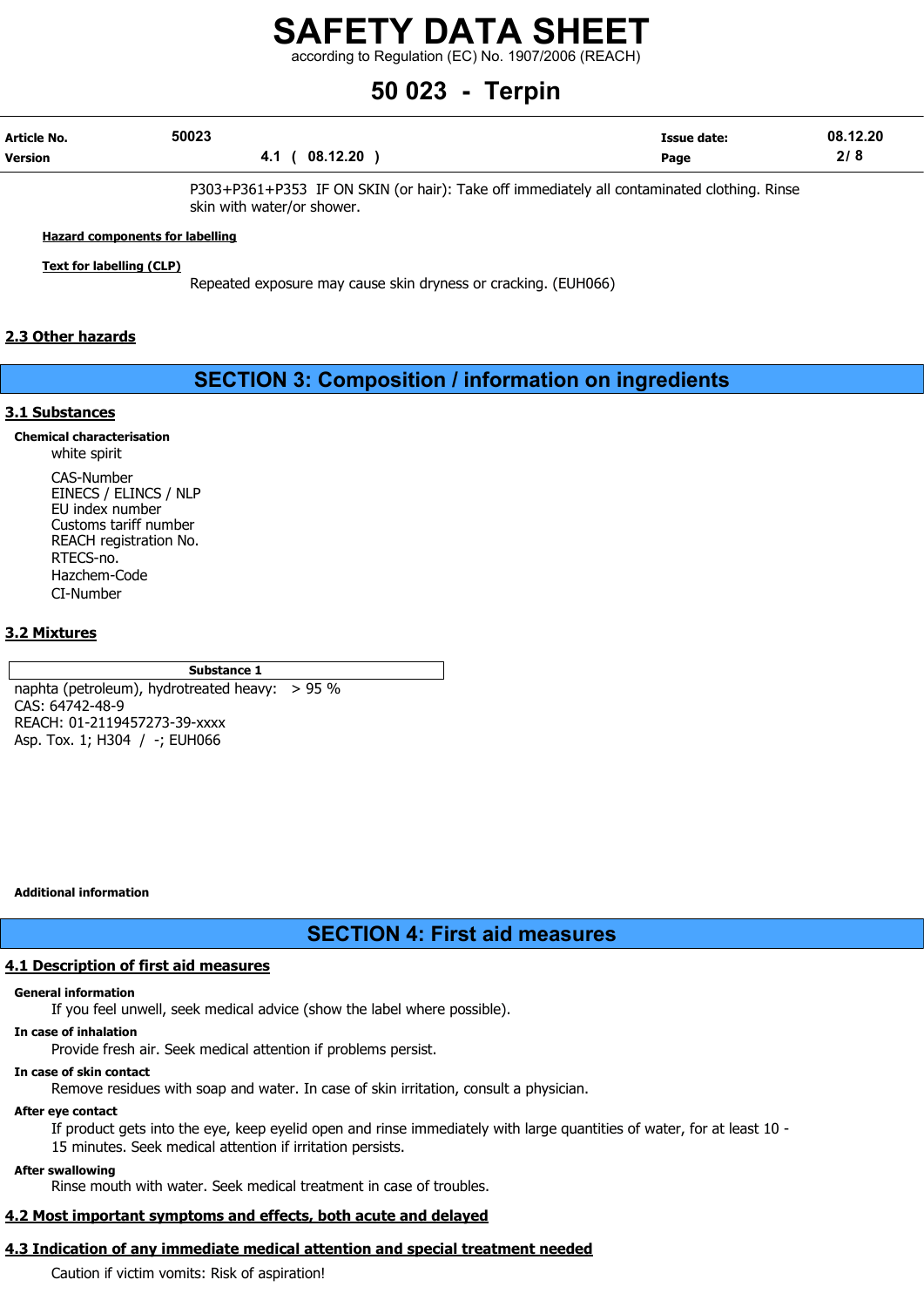P303+P361+P353 IF ON SKIN (or hair): Take off immediately all contaminated clothing. Rinse skin with water/or shower.

**Hazard components for labelling**

**Text for labelling (CLP)**

Repeated exposure may cause skin dryness or cracking. (EUH066)

### 2.3 Other hazards

## SECTION 3: Composition / information on ingredients

### 3.1 Substances

**Chemical characterisation**

white spirit

CAS-Number
EINECS / ELINCS / NLP
EU index number
Customs tariff number
REACH registration No.
RTECS-no.
Hazchem-Code
CI-Number

### 3.2 Mixtures

| Substance 1 |
|---|
| naphta (petroleum), hydrotreated heavy: > 95 %<br>CAS: 64742-48-9<br>REACH: 01-2119457273-39-xxxx<br>Asp. Tox. 1; H304 / -; EUH066 |

**Additional information**

## SECTION 4: First aid measures

### 4.1 Description of first aid measures

**General information**

If you feel unwell, seek medical advice (show the label where possible).

**In case of inhalation**

Provide fresh air. Seek medical attention if problems persist.

**In case of skin contact**

Remove residues with soap and water. In case of skin irritation, consult a physician.

**After eye contact**

If product gets into the eye, keep eyelid open and rinse immediately with large quantities of water, for at least 10 - 15 minutes. Seek medical attention if irritation persists.

**After swallowing**

Rinse mouth with water. Seek medical treatment in case of troubles.

### 4.2 Most important symptoms and effects, both acute and delayed

### 4.3 Indication of any immediate medical attention and special treatment needed

Caution if victim vomits: Risk of aspiration!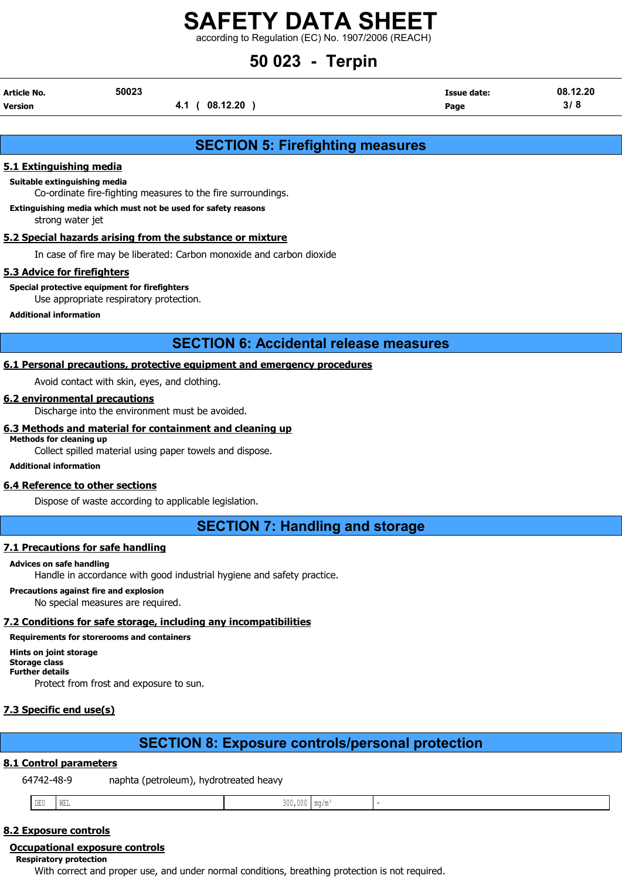## SECTION 5: Firefighting measures

### 5.1 Extinguishing media

**Suitable extinguishing media**

Co-ordinate fire-fighting measures to the fire surroundings.

**Extinguishing media which must not be used for safety reasons**

strong water jet

### 5.2 Special hazards arising from the substance or mixture

In case of fire may be liberated: Carbon monoxide and carbon dioxide

### 5.3 Advice for firefighters

**Special protective equipment for firefighters**

Use appropriate respiratory protection.

**Additional information**

## SECTION 6: Accidental release measures

### 6.1 Personal precautions, protective equipment and emergency procedures

Avoid contact with skin, eyes, and clothing.

### 6.2 environmental precautions

Discharge into the environment must be avoided.

### 6.3 Methods and material for containment and cleaning up

**Methods for cleaning up**

Collect spilled material using paper towels and dispose.

**Additional information**

### 6.4 Reference to other sections

Dispose of waste according to applicable legislation.

## SECTION 7: Handling and storage

### 7.1 Precautions for safe handling

**Advices on safe handling**

Handle in accordance with good industrial hygiene and safety practice.

**Precautions against fire and explosion**

No special measures are required.

### 7.2 Conditions for safe storage, including any incompatibilities

**Requirements for storerooms and containers**

**Hints on joint storage**

**Storage class**

**Further details**

Protect from frost and exposure to sun.

### 7.3 Specific end use(s)

## SECTION 8: Exposure controls/personal protection

### 8.1 Control parameters

64742-48-9 naphta (petroleum), hydrotreated heavy

| DEU | WEL | 300,000 | mg/m³ | - |
|---|---|---|---|---|

### 8.2 Exposure controls

#### Occupational exposure controls

**Respiratory protection**

With correct and proper use, and under normal conditions, breathing protection is not required.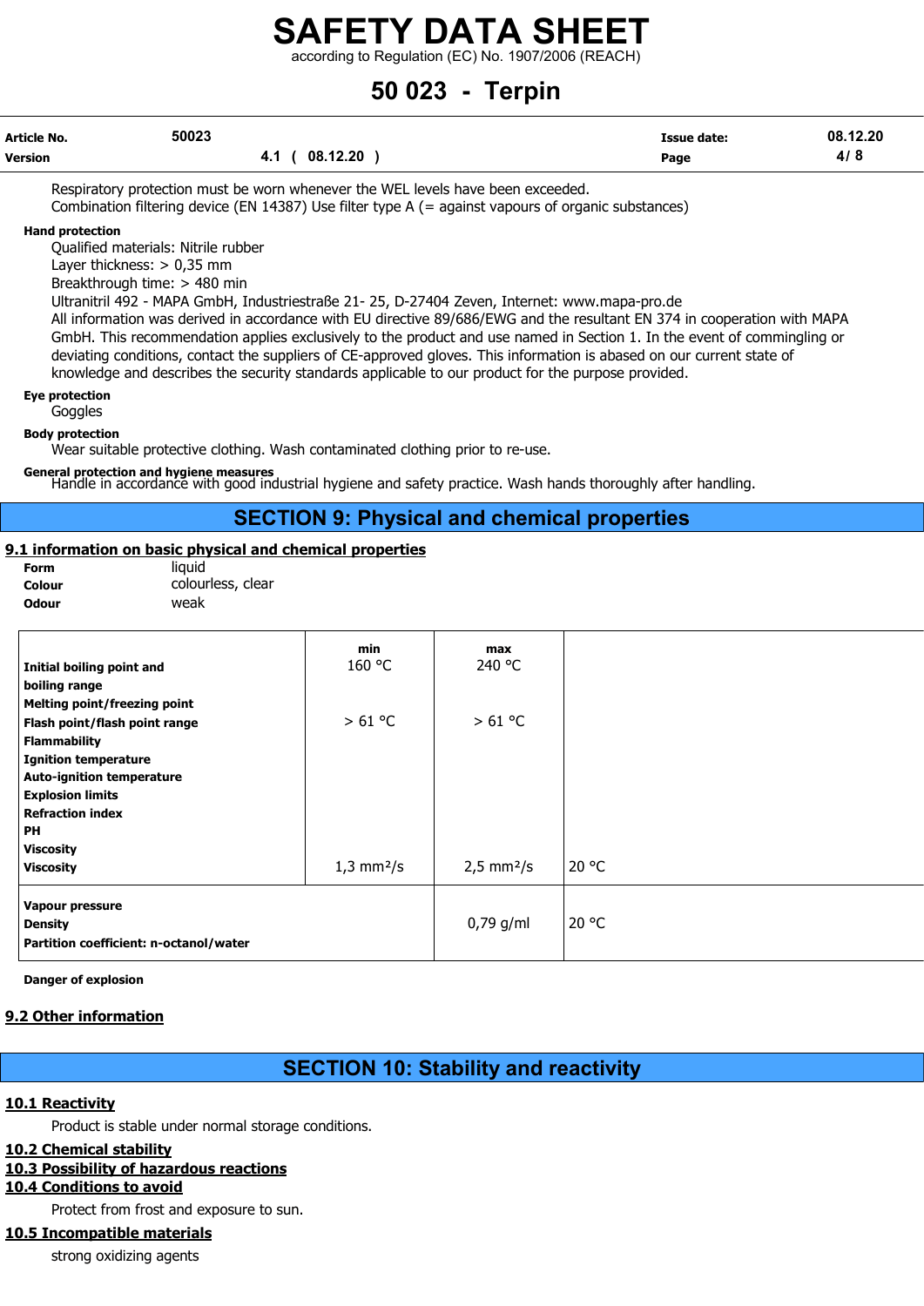Respiratory protection must be worn whenever the WEL levels have been exceeded.
Combination filtering device (EN 14387) Use filter type A (= against vapours of organic substances)

**Hand protection**

Qualified materials: Nitrile rubber
Layer thickness: > 0,35 mm
Breakthrough time: > 480 min
Ultranitril 492 - MAPA GmbH, Industriestraße 21- 25, D-27404 Zeven, Internet: www.mapa-pro.de
All information was derived in accordance with EU directive 89/686/EWG and the resultant EN 374 in cooperation with MAPA GmbH. This recommendation applies exclusively to the product and use named in Section 1. In the event of commingling or deviating conditions, contact the suppliers of CE-approved gloves. This information is abased on our current state of knowledge and describes the security standards applicable to our product for the purpose provided.

**Eye protection**

Goggles

**Body protection**

Wear suitable protective clothing. Wash contaminated clothing prior to re-use.

**General protection and hygiene measures**

Handle in accordance with good industrial hygiene and safety practice. Wash hands thoroughly after handling.

# SECTION 9: Physical and chemical properties

## 9.1 information on basic physical and chemical properties

**Form** liquid
**Colour** colourless, clear
**Odour** weak

| | min | max | |
|---|---|---|---|
| **Initial boiling point and boiling range** | 160 °C | 240 °C | |
| **Melting point/freezing point** | | | |
| **Flash point/flash point range** | > 61 °C | > 61 °C | |
| **Flammability** | | | |
| **Ignition temperature** | | | |
| **Auto-ignition temperature** | | | |
| **Explosion limits** | | | |
| **Refraction index** | | | |
| **PH** | | | |
| **Viscosity** | | | |
| **Viscosity** | 1,3 mm²/s | 2,5 mm²/s | 20 °C |
| **Vapour pressure** | | | |
| **Density** | | 0,79 g/ml | 20 °C |
| **Partition coefficient: n-octanol/water** | | | |

**Danger of explosion**

## 9.2 Other information

# SECTION 10: Stability and reactivity

## 10.1 Reactivity

Product is stable under normal storage conditions.

## 10.2 Chemical stability

## 10.3 Possibility of hazardous reactions

## 10.4 Conditions to avoid

Protect from frost and exposure to sun.

## 10.5 Incompatible materials

strong oxidizing agents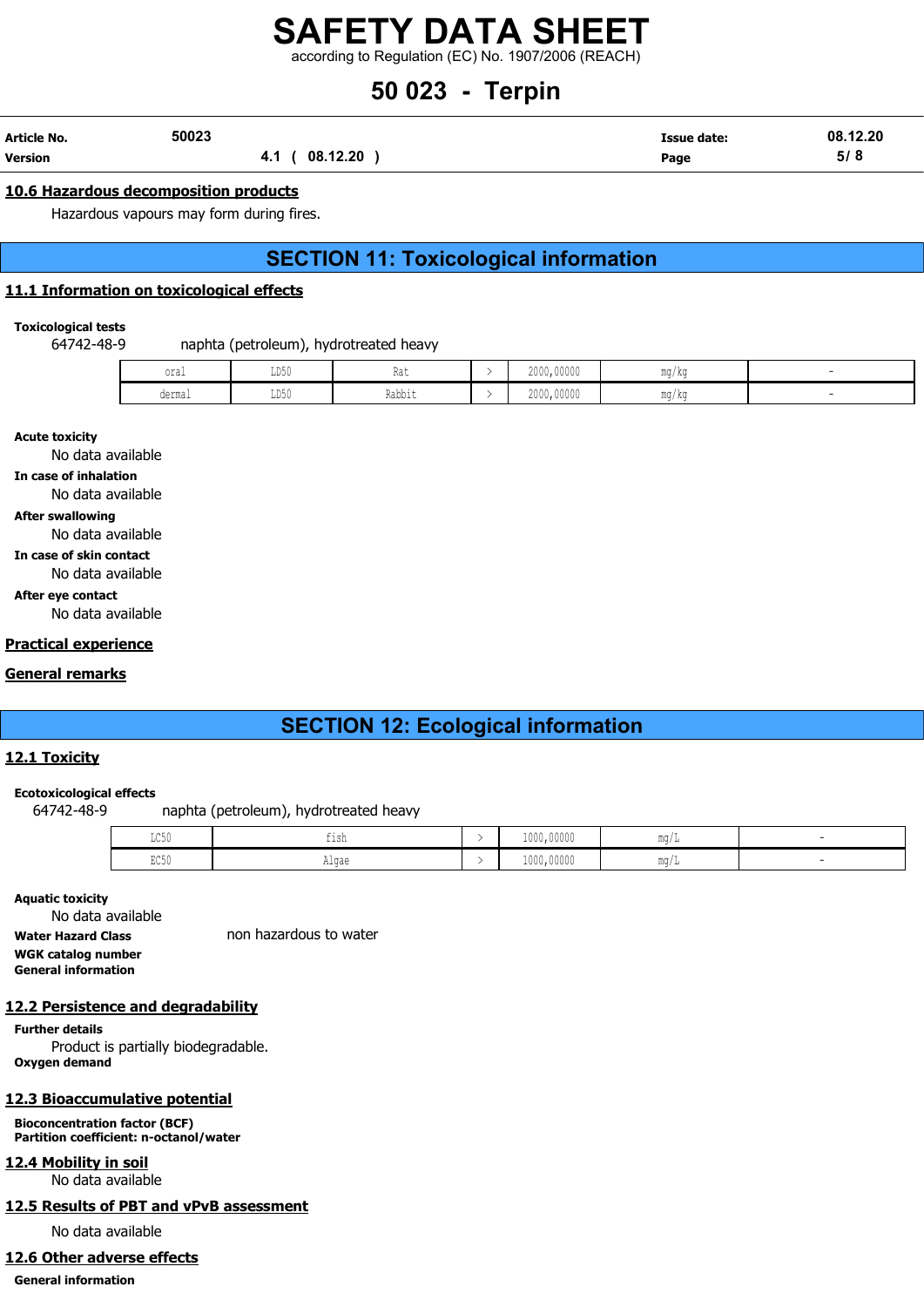### 10.6 Hazardous decomposition products

Hazardous vapours may form during fires.

## SECTION 11: Toxicological information

### 11.1 Information on toxicological effects

**Toxicological tests**

64742-48-9 naphta (petroleum), hydrotreated heavy

| | | | | | | |
|---|---|---|---|---|---|---|
| oral | LD50 | Rat | > | 2000,00000 | mg/kg | - |
| dermal | LD50 | Rabbit | > | 2000,00000 | mg/kg | - |

**Acute toxicity**

No data available

**In case of inhalation**

No data available

**After swallowing**

No data available

**In case of skin contact**

No data available

**After eye contact**

No data available

### Practical experience

### General remarks

## SECTION 12: Ecological information

### 12.1 Toxicity

**Ecotoxicological effects**

64742-48-9 naphta (petroleum), hydrotreated heavy

| | | | | | |
|---|---|---|---|---|---|
| LC50 | fish | > | 1000,00000 | mg/L | - |
| EC50 | Algae | > | 1000,00000 | mg/L | - |

**Aquatic toxicity**

No data available

**Water Hazard Class** non hazardous to water

**WGK catalog number**

**General information**

### 12.2 Persistence and degradability

**Further details**

Product is partially biodegradable.

**Oxygen demand**

### 12.3 Bioaccumulative potential

**Bioconcentration factor (BCF)**

**Partition coefficient: n-octanol/water**

### 12.4 Mobility in soil

No data available

### 12.5 Results of PBT and vPvB assessment

No data available

### 12.6 Other adverse effects

**General information**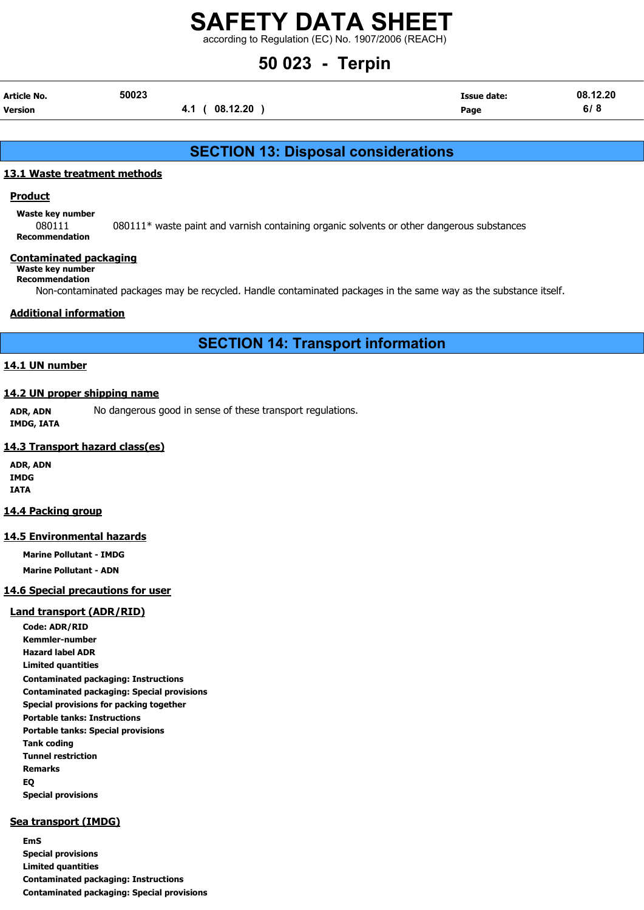## SECTION 13: Disposal considerations

### 13.1 Waste treatment methods

#### Product

**Waste key number**

080111 080111* waste paint and varnish containing organic solvents or other dangerous substances

**Recommendation**

#### Contaminated packaging

**Waste key number**

**Recommendation**

Non-contaminated packages may be recycled. Handle contaminated packages in the same way as the substance itself.

#### Additional information

## SECTION 14: Transport information

### 14.1 UN number

### 14.2 UN proper shipping name

**ADR, ADN** No dangerous good in sense of these transport regulations.

**IMDG, IATA**

### 14.3 Transport hazard class(es)

**ADR, ADN**

**IMDG**

**IATA**

### 14.4 Packing group

### 14.5 Environmental hazards

**Marine Pollutant - IMDG**

**Marine Pollutant - ADN**

### 14.6 Special precautions for user

#### Land transport (ADR/RID)

**Code: ADR/RID**

**Kemmler-number**

**Hazard label ADR**

**Limited quantities**

**Contaminated packaging: Instructions**

**Contaminated packaging: Special provisions**

**Special provisions for packing together**

**Portable tanks: Instructions**

**Portable tanks: Special provisions**

**Tank coding**

**Tunnel restriction**

**Remarks**

**EQ**

**Special provisions**

#### Sea transport (IMDG)

**EmS**

**Special provisions**

**Limited quantities**

**Contaminated packaging: Instructions**

**Contaminated packaging: Special provisions**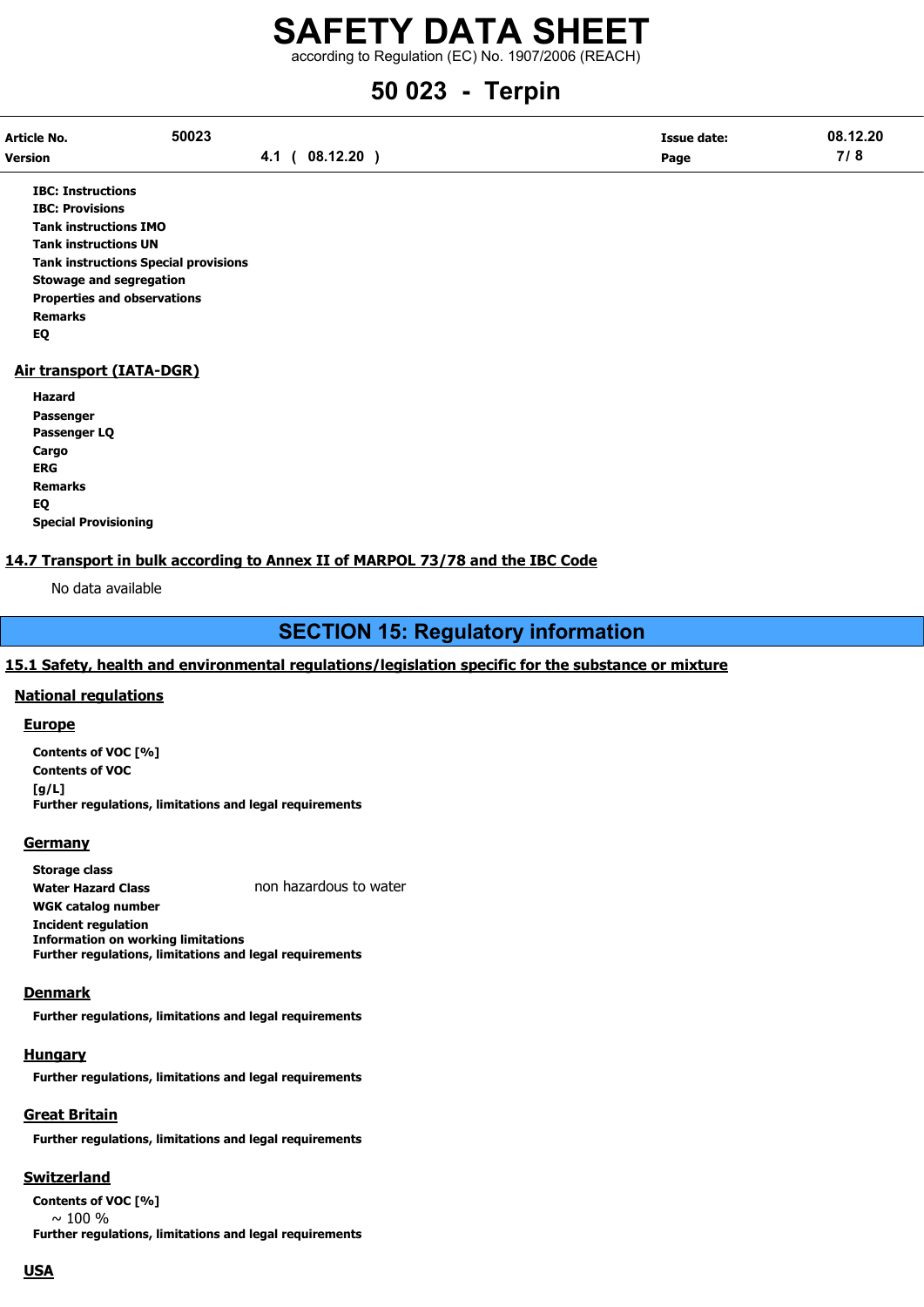**IBC: Instructions**
**IBC: Provisions**
**Tank instructions IMO**
**Tank instructions UN**
**Tank instructions Special provisions**
**Stowage and segregation**
**Properties and observations**
**Remarks**
**EQ**

### Air transport (IATA-DGR)

**Hazard**
**Passenger**
**Passenger LQ**
**Cargo**
**ERG**
**Remarks**
**EQ**
**Special Provisioning**

### 14.7 Transport in bulk according to Annex II of MARPOL 73/78 and the IBC Code

No data available

## SECTION 15: Regulatory information

### 15.1 Safety, health and environmental regulations/legislation specific for the substance or mixture

#### National regulations

#### Europe

**Contents of VOC [%]**
**Contents of VOC [g/L]**
**Further regulations, limitations and legal requirements**

#### Germany

**Storage class**
**Water Hazard Class** non hazardous to water
**WGK catalog number**
**Incident regulation**
**Information on working limitations**
**Further regulations, limitations and legal requirements**

#### Denmark

**Further regulations, limitations and legal requirements**

#### Hungary

**Further regulations, limitations and legal requirements**

#### Great Britain

**Further regulations, limitations and legal requirements**

#### Switzerland

**Contents of VOC [%]**
~ 100 %
**Further regulations, limitations and legal requirements**

#### USA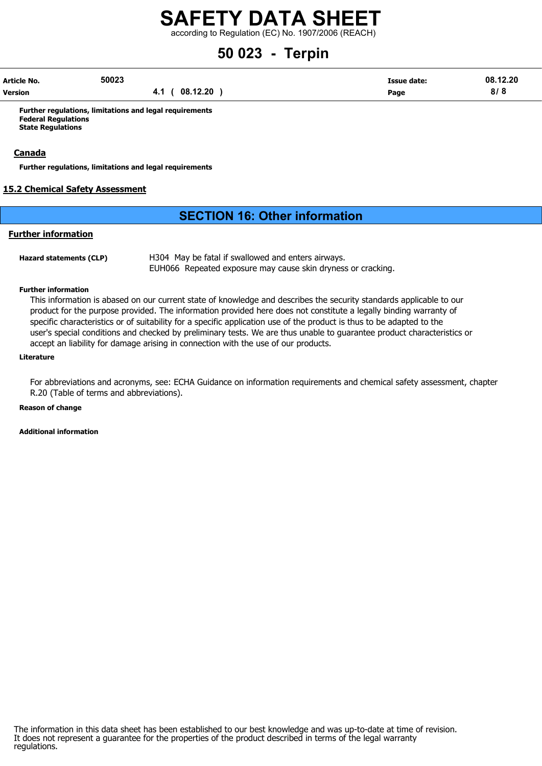**Further regulations, limitations and legal requirements**
**Federal Regulations**
**State Regulations**

## Canada

**Further regulations, limitations and legal requirements**

### 15.2 Chemical Safety Assessment

## SECTION 16: Other information

### Further information

| | |
|---|---|
| **Hazard statements (CLP)** | H304 May be fatal if swallowed and enters airways.<br>EUH066 Repeated exposure may cause skin dryness or cracking. |

**Further information**

This information is abased on our current state of knowledge and describes the security standards applicable to our product for the purpose provided. The information provided here does not constitute a legally binding warranty of specific characteristics or of suitability for a specific application use of the product is thus to be adapted to the user's special conditions and checked by preliminary tests. We are thus unable to guarantee product characteristics or accept an liability for damage arising in connection with the use of our products.

**Literature**

For abbreviations and acronyms, see: ECHA Guidance on information requirements and chemical safety assessment, chapter R.20 (Table of terms and abbreviations).

**Reason of change**

**Additional information**

The information in this data sheet has been established to our best knowledge and was up-to-date at time of revision. It does not represent a guarantee for the properties of the product described in terms of the legal warranty regulations.